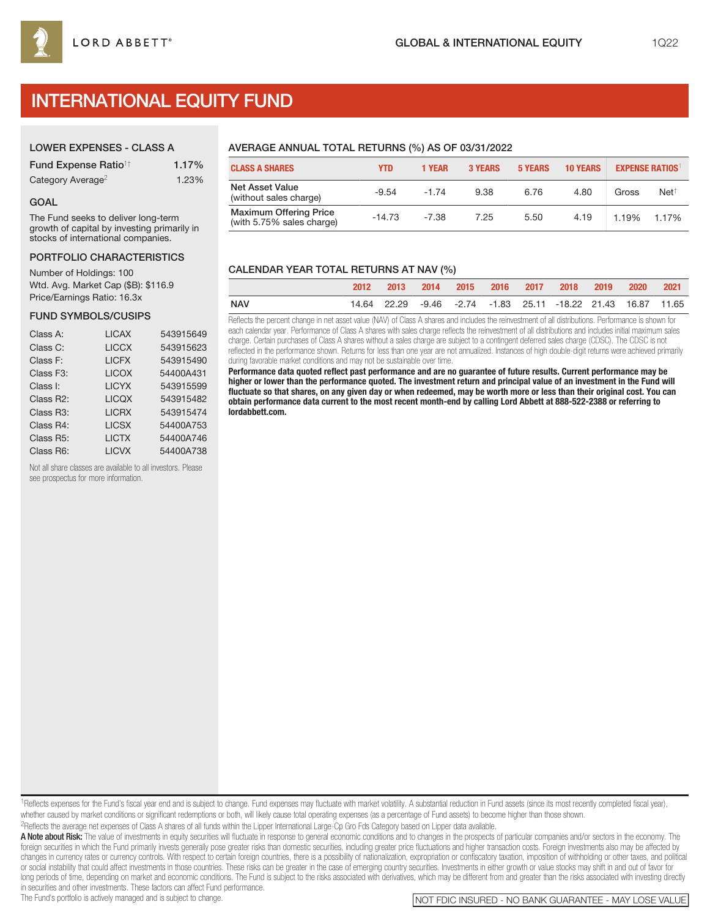LORD ABBETT®

GLOBAL & INTERNATIONAL EQUITY

1Q22

# INTERNATIONAL EQUITY FUND

## LOWER EXPENSES - CLASS A

| | |
|---|---|
| Fund Expense Ratio[1†] | 1.17% |
| Category Average[2] | 1.23% |

## GOAL

The Fund seeks to deliver long-term growth of capital by investing primarily in stocks of international companies.

## PORTFOLIO CHARACTERISTICS

Number of Holdings: 100
Wtd. Avg. Market Cap ($B): $116.9
Price/Earnings Ratio: 16.3x

## FUND SYMBOLS/CUSIPS

| | | |
|---|---|---|
| Class A: | LICAX | 543915649 |
| Class C: | LICCX | 543915623 |
| Class F: | LICFX | 543915490 |
| Class F3: | LICOX | 54400A431 |
| Class I: | LICYX | 543915599 |
| Class R2: | LICQX | 543915482 |
| Class R3: | LICRX | 543915474 |
| Class R4: | LICSX | 54400A753 |
| Class R5: | LICTX | 54400A746 |
| Class R6: | LICVX | 54400A738 |

Not all share classes are available to all investors. Please see prospectus for more information.

## AVERAGE ANNUAL TOTAL RETURNS (%) AS OF 03/31/2022

| CLASS A SHARES | YTD | 1 YEAR | 3 YEARS | 5 YEARS | 10 YEARS | EXPENSE RATIOS[1] | |
|---|---|---|---|---|---|---|---|
| Net Asset Value (without sales charge) | -9.54 | -1.74 | 9.38 | 6.76 | 4.80 | Gross | Net[†] |
| Maximum Offering Price (with 5.75% sales charge) | -14.73 | -7.38 | 7.25 | 5.50 | 4.19 | 1.19% | 1.17% |

## CALENDAR YEAR TOTAL RETURNS AT NAV (%)

| | 2012 | 2013 | 2014 | 2015 | 2016 | 2017 | 2018 | 2019 | 2020 | 2021 |
|---|---|---|---|---|---|---|---|---|---|---|
| NAV | 14.64 | 22.29 | -9.46 | -2.74 | -1.83 | 25.11 | -18.22 | 21.43 | 16.87 | 11.65 |

Reflects the percent change in net asset value (NAV) of Class A shares and includes the reinvestment of all distributions. Performance is shown for each calendar year. Performance of Class A shares with sales charge reflects the reinvestment of all distributions and includes initial maximum sales charge. Certain purchases of Class A shares without a sales charge are subject to a contingent deferred sales charge (CDSC). The CDSC is not reflected in the performance shown. Returns for less than one year are not annualized. Instances of high double-digit returns were achieved primarily during favorable market conditions and may not be sustainable over time.

**Performance data quoted reflect past performance and are no guarantee of future results. Current performance may be higher or lower than the performance quoted. The investment return and principal value of an investment in the Fund will fluctuate so that shares, on any given day or when redeemed, may be worth more or less than their original cost. You can obtain performance data current to the most recent month-end by calling Lord Abbett at 888-522-2388 or referring to lordabbett.com.**

[1]Reflects expenses for the Fund's fiscal year end and is subject to change. Fund expenses may fluctuate with market volatility. A substantial reduction in Fund assets (since its most recently completed fiscal year), whether caused by market conditions or significant redemptions or both, will likely cause total operating expenses (as a percentage of Fund assets) to become higher than those shown.

[2]Reflects the average net expenses of Class A shares of all funds within the Lipper International Large-Cp Gro Fds Category based on Lipper data available.

**A Note about Risk:** The value of investments in equity securities will fluctuate in response to general economic conditions and to changes in the prospects of particular companies and/or sectors in the economy. The foreign securities in which the Fund primarily invests generally pose greater risks than domestic securities, including greater price fluctuations and higher transaction costs. Foreign investments also may be affected by changes in currency rates or currency controls. With respect to certain foreign countries, there is a possibility of nationalization, expropriation or confiscatory taxation, imposition of withholding or other taxes, and political or social instability that could affect investments in those countries. These risks can be greater in the case of emerging country securities. Investments in either growth or value stocks may shift in and out of favor for long periods of time, depending on market and economic conditions. The Fund is subject to the risks associated with derivatives, which may be different from and greater than the risks associated with investing directly in securities and other investments. These factors can affect Fund performance.

The Fund's portfolio is actively managed and is subject to change.

NOT FDIC INSURED - NO BANK GUARANTEE - MAY LOSE VALUE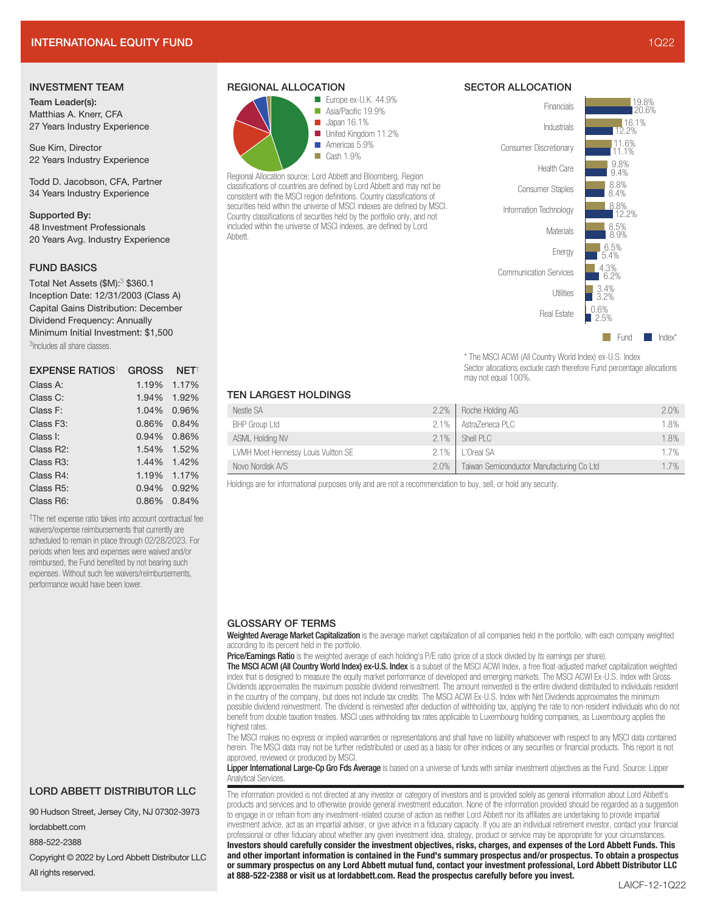## INVESTMENT TEAM

**Team Leader(s):**
Matthias A. Knerr, CFA
27 Years Industry Experience

Sue Kim, Director
22 Years Industry Experience

Todd D. Jacobson, CFA, Partner
34 Years Industry Experience

**Supported By:**
48 Investment Professionals
20 Years Avg. Industry Experience

## FUND BASICS

Total Net Assets ($M):[3] $360.1
Inception Date: 12/31/2003 (Class A)
Capital Gains Distribution: December
Dividend Frequency: Annually
Minimum Initial Investment: $1,500
[3]Includes all share classes.

| EXPENSE RATIOS† | GROSS | NET† |
|---|---|---|
| Class A: | 1.19% | 1.17% |
| Class C: | 1.94% | 1.92% |
| Class F: | 1.04% | 0.96% |
| Class F3: | 0.86% | 0.84% |
| Class I: | 0.94% | 0.86% |
| Class R2: | 1.54% | 1.52% |
| Class R3: | 1.44% | 1.42% |
| Class R4: | 1.19% | 1.17% |
| Class R5: | 0.94% | 0.92% |
| Class R6: | 0.86% | 0.84% |

†The net expense ratio takes into account contractual fee waivers/expense reimbursements that currently are scheduled to remain in place through 02/28/2023. For periods when fees and expenses were waived and/or reimbursed, the Fund benefited by not bearing such expenses. Without such fee waivers/reimbursements, performance would have been lower.

## REGIONAL ALLOCATION

Europe ex-U.K. 44.9%
Asia/Pacific 19.9%
Japan 16.1%
United Kingdom 11.2%
Americas 5.9%
Cash 1.9%

Regional Allocation source: Lord Abbett and Bloomberg. Region classifications of countries are defined by Lord Abbett and may not be consistent with the MSCI region definitions. Country classifications of securities held within the universe of MSCI indexes are defined by MSCI. Country classifications of securities held by the portfolio only, and not included within the universe of MSCI indexes, are defined by Lord Abbett.

## SECTOR ALLOCATION

Financials 19.8% 20.6%
Industrials 16.1% 12.2%
Consumer Discretionary 11.6% 11.1%
Health Care 9.8% 9.4%
Consumer Staples 8.8% 8.4%
Information Technology 8.8% 12.2%
Materials 8.5% 8.9%
Energy 6.5% 5.4%
Communication Services 4.3% 6.2%
Utilities 3.4% 3.2%
Real Estate 0.6% 2.5%

Fund Index*

* The MSCI ACWI (All Country World Index) ex-U.S. Index
Sector allocations exclude cash therefore Fund percentage allocations may not equal 100%.

## TEN LARGEST HOLDINGS

| | | | |
|---|---|---|---|
| Nestle SA | 2.2% | Roche Holding AG | 2.0% |
| BHP Group Ltd | 2.1% | AstraZeneca PLC | 1.8% |
| ASML Holding NV | 2.1% | Shell PLC | 1.8% |
| LVMH Moet Hennessy Louis Vuitton SE | 2.1% | L'Oreal SA | 1.7% |
| Novo Nordisk A/S | 2.0% | Taiwan Semiconductor Manufacturing Co Ltd | 1.7% |

Holdings are for informational purposes only and are not a recommendation to buy, sell, or hold any security.

## GLOSSARY OF TERMS

**Weighted Average Market Capitalization** is the average market capitalization of all companies held in the portfolio, with each company weighted according to its percent held in the portfolio.

**Price/Earnings Ratio** is the weighted average of each holding's P/E ratio (price of a stock divided by its earnings per share).

**The MSCI ACWI (All Country World Index) ex-U.S. Index** is a subset of the MSCI ACWI Index, a free float-adjusted market capitalization weighted index that is designed to measure the equity market performance of developed and emerging markets. The MSCI ACWI Ex-U.S. Index with Gross Dividends approximates the maximum possible dividend reinvestment. The amount reinvested is the entire dividend distributed to individuals resident in the country of the company, but does not include tax credits. The MSCI ACWI Ex-U.S. Index with Net Dividends approximates the minimum possible dividend reinvestment. The dividend is reinvested after deduction of withholding tax, applying the rate to non-resident individuals who do not benefit from double taxation treaties. MSCI uses withholding tax rates applicable to Luxembourg holding companies, as Luxembourg applies the highest rates.

The MSCI makes no express or implied warranties or representations and shall have no liability whatsoever with respect to any MSCI data contained herein. The MSCI data may not be further redistributed or used as a basis for other indices or any securities or financial products. This report is not approved, reviewed or produced by MSCI.

**Lipper International Large-Cp Gro Fds Average** is based on a universe of funds with similar investment objectives as the Fund. Source: Lipper Analytical Services.

The information provided is not directed at any investor or category of investors and is provided solely as general information about Lord Abbett's products and services and to otherwise provide general investment education. None of the information provided should be regarded as a suggestion to engage in or refrain from any investment-related course of action as neither Lord Abbett nor its affiliates are undertaking to provide impartial investment advice, act as an impartial adviser, or give advice in a fiduciary capacity. If you are an individual retirement investor, contact your financial professional or other fiduciary about whether any given investment idea, strategy, product or service may be appropriate for your circumstances.

**Investors should carefully consider the investment objectives, risks, charges, and expenses of the Lord Abbett Funds. This and other important information is contained in the Fund's summary prospectus and/or prospectus. To obtain a prospectus or summary prospectus on any Lord Abbett mutual fund, contact your investment professional, Lord Abbett Distributor LLC at 888-522-2388 or visit us at lordabbett.com. Read the prospectus carefully before you invest.**

## LORD ABBETT DISTRIBUTOR LLC

90 Hudson Street, Jersey City, NJ 07302-3973

lordabbett.com

888-522-2388

Copyright © 2022 by Lord Abbett Distributor LLC

All rights reserved.

LAICF-12-1Q22